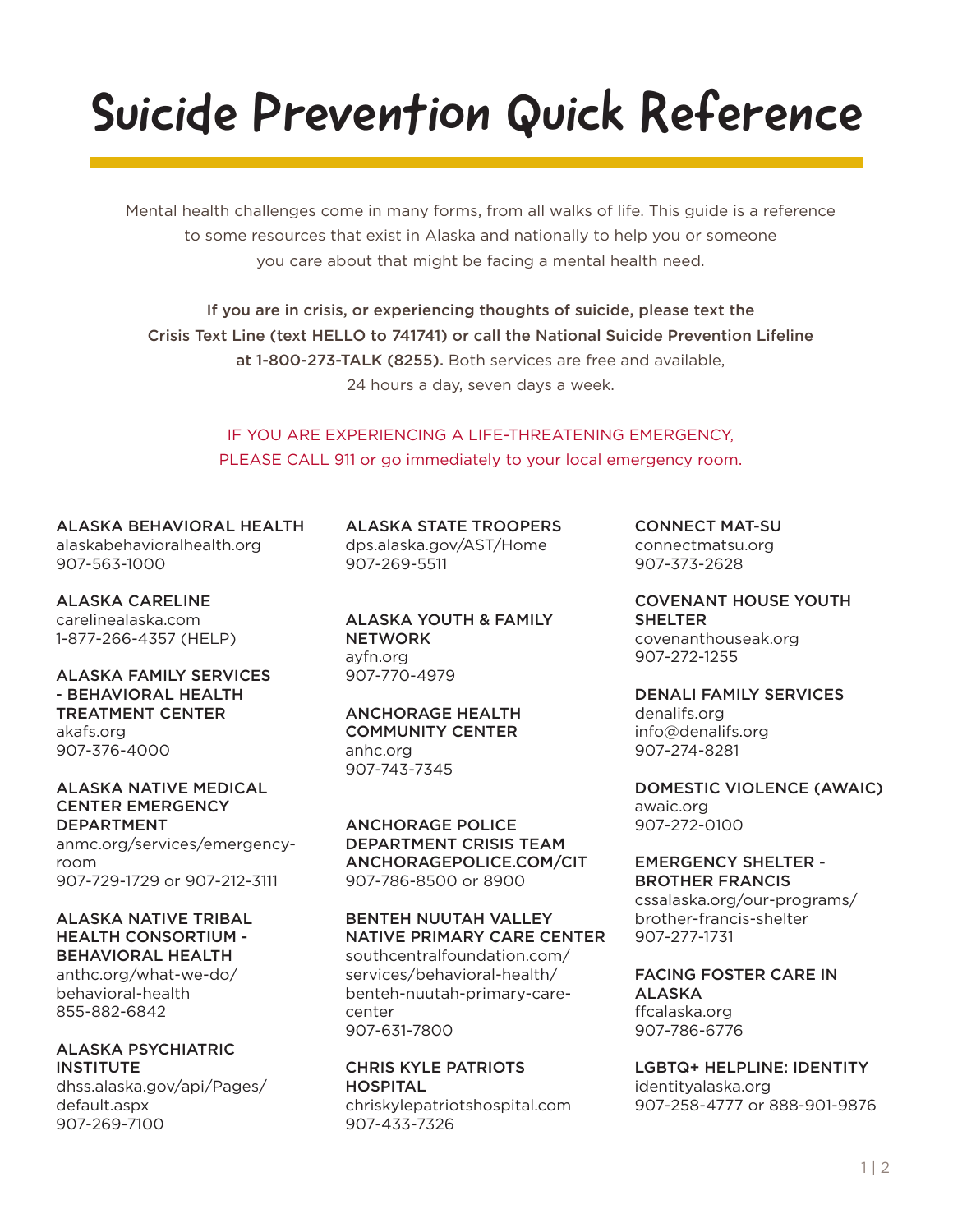# Suicide Prevention Quick Reference

Mental health challenges come in many forms, from all walks of life. This guide is a reference to some resources that exist in Alaska and nationally to help you or someone you care about that might be facing a mental health need.

**If you are in crisis, or experiencing thoughts of suicide, please text the Crisis Text Line (text HELLO to 741741) or call the National Suicide Prevention Lifeline at 1-800-273-TALK (8255).** Both services are free and available, 24 hours a day, seven days a week.

IF YOU ARE EXPERIENCING A LIFE-THREATENING EMERGENCY, PLEASE CALL 911 or go immediately to your local emergency room.

**ALASKA BEHAVIORAL HEALTH**
alaskabehavioralhealth.org
907-563-1000

**ALASKA CARELINE**
carelinealaska.com
1-877-266-4357 (HELP)

**ALASKA FAMILY SERVICES - BEHAVIORAL HEALTH TREATMENT CENTER**
akafs.org
907-376-4000

**ALASKA NATIVE MEDICAL CENTER EMERGENCY DEPARTMENT**
anmc.org/services/emergency-room
907-729-1729 or 907-212-3111

**ALASKA NATIVE TRIBAL HEALTH CONSORTIUM - BEHAVIORAL HEALTH**
anthc.org/what-we-do/behavioral-health
855-882-6842

**ALASKA PSYCHIATRIC INSTITUTE**
dhss.alaska.gov/api/Pages/default.aspx
907-269-7100

**ALASKA STATE TROOPERS**
dps.alaska.gov/AST/Home
907-269-5511

**ALASKA YOUTH & FAMILY NETWORK**
ayfn.org
907-770-4979

**ANCHORAGE HEALTH COMMUNITY CENTER**
anhc.org
907-743-7345

**ANCHORAGE POLICE DEPARTMENT CRISIS TEAM**
**ANCHORAGEPOLICE.COM/CIT**
907-786-8500 or 8900

**BENTEH NUUTAH VALLEY NATIVE PRIMARY CARE CENTER**
southcentralfoundation.com/services/behavioral-health/benteh-nuutah-primary-care-center
907-631-7800

**CHRIS KYLE PATRIOTS HOSPITAL**
chriskylepatriotshospital.com
907-433-7326

**CONNECT MAT-SU**
connectmatsu.org
907-373-2628

**COVENANT HOUSE YOUTH SHELTER**
covenanthouseak.org
907-272-1255

**DENALI FAMILY SERVICES**
denalifs.org
info@denalifs.org
907-274-8281

**DOMESTIC VIOLENCE (AWAIC)**
awaic.org
907-272-0100

**EMERGENCY SHELTER - BROTHER FRANCIS**
cssalaska.org/our-programs/brother-francis-shelter
907-277-1731

**FACING FOSTER CARE IN ALASKA**
ffcalaska.org
907-786-6776

**LGBTQ+ HELPLINE: IDENTITY**
identityalaska.org
907-258-4777 or 888-901-9876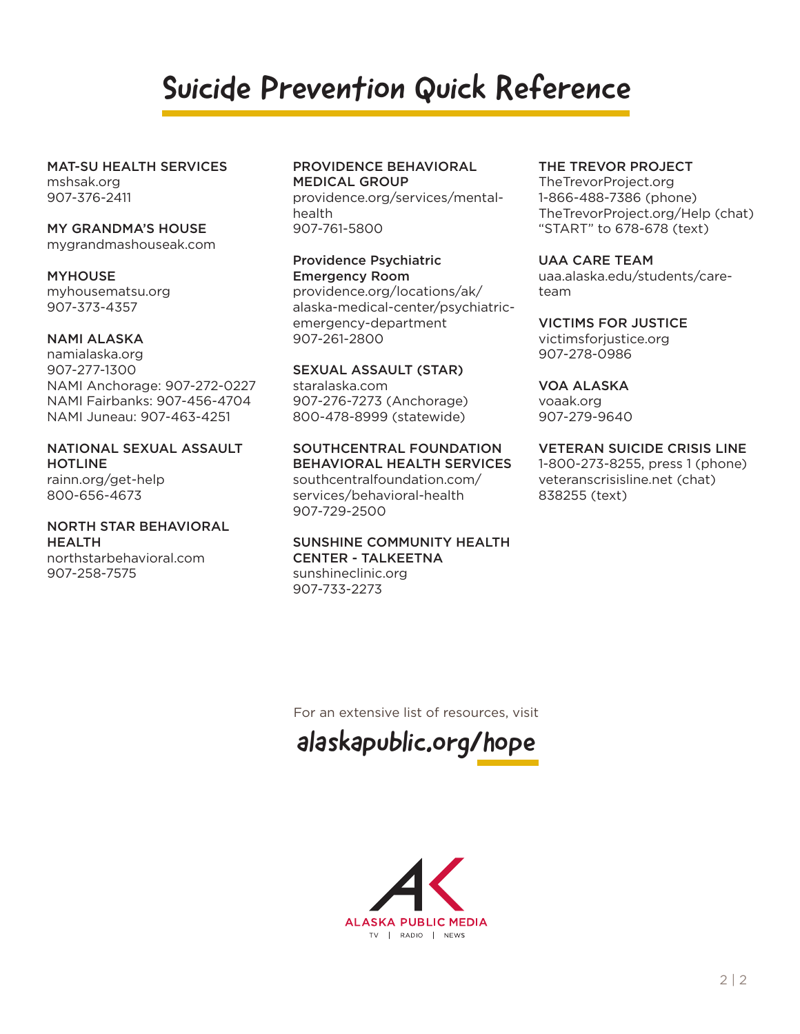# Suicide Prevention Quick Reference

**MAT-SU HEALTH SERVICES**
mshsak.org
907-376-2411

**MY GRANDMA'S HOUSE**
mygrandmashouseak.com

**MYHOUSE**
myhousematsu.org
907-373-4357

**NAMI ALASKA**
namialaska.org
907-277-1300
NAMI Anchorage: 907-272-0227
NAMI Fairbanks: 907-456-4704
NAMI Juneau: 907-463-4251

**NATIONAL SEXUAL ASSAULT HOTLINE**
rainn.org/get-help
800-656-4673

**NORTH STAR BEHAVIORAL HEALTH**
northstarbehavioral.com
907-258-7575

**PROVIDENCE BEHAVIORAL MEDICAL GROUP**
providence.org/services/mental-health
907-761-5800

**Providence Psychiatric Emergency Room**
providence.org/locations/ak/alaska-medical-center/psychiatric-emergency-department
907-261-2800

**SEXUAL ASSAULT (STAR)**
staralaska.com
907-276-7273 (Anchorage)
800-478-8999 (statewide)

**SOUTHCENTRAL FOUNDATION BEHAVIORAL HEALTH SERVICES**
southcentralfoundation.com/services/behavioral-health
907-729-2500

**SUNSHINE COMMUNITY HEALTH CENTER - TALKEETNA**
sunshineclinic.org
907-733-2273

**THE TREVOR PROJECT**
TheTrevorProject.org
1-866-488-7386 (phone)
TheTrevorProject.org/Help (chat)
"START" to 678-678 (text)

**UAA CARE TEAM**
uaa.alaska.edu/students/care-team

**VICTIMS FOR JUSTICE**
victimsforjustice.org
907-278-0986

**VOA ALASKA**
voaak.org
907-279-9640

**VETERAN SUICIDE CRISIS LINE**
1-800-273-8255, press 1 (phone)
veteranscrisisline.net (chat)
838255 (text)

For an extensive list of resources, visit

**alaskapublic.org/hope**

ALASKA PUBLIC MEDIA
TV | RADIO | NEWS